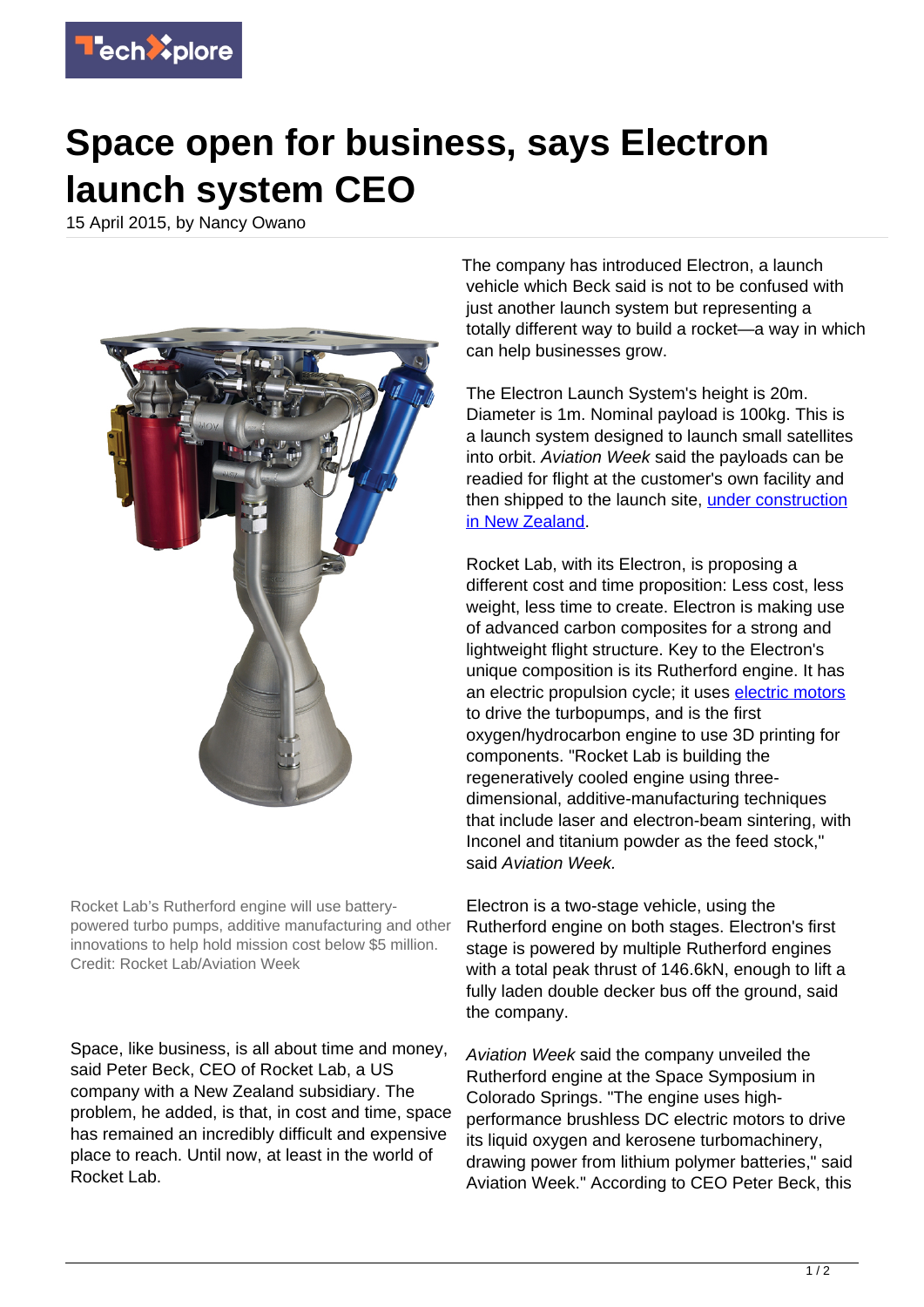# Space open for business, says Electron launch system CEO

15 April 2015, by Nancy Owano

Rocket Lab's Rutherford engine will use battery-powered turbo pumps, additive manufacturing and other innovations to help hold mission cost below $5 million. Credit: Rocket Lab/Aviation Week

Space, like business, is all about time and money, said Peter Beck, CEO of Rocket Lab, a US company with a New Zealand subsidiary. The problem, he added, is that, in cost and time, space has remained an incredibly difficult and expensive place to reach. Until now, at least in the world of Rocket Lab.

The company has introduced Electron, a launch vehicle which Beck said is not to be confused with just another launch system but representing a totally different way to build a rocket—a way in which can help businesses grow.

The Electron Launch System's height is 20m. Diameter is 1m. Nominal payload is 100kg. This is a launch system designed to launch small satellites into orbit. *Aviation Week* said the payloads can be readied for flight at the customer's own facility and then shipped to the launch site, under construction in New Zealand.

Rocket Lab, with its Electron, is proposing a different cost and time proposition: Less cost, less weight, less time to create. Electron is making use of advanced carbon composites for a strong and lightweight flight structure. Key to the Electron's unique composition is its Rutherford engine. It has an electric propulsion cycle; it uses electric motors to drive the turbopumps, and is the first oxygen/hydrocarbon engine to use 3D printing for components. "Rocket Lab is building the regeneratively cooled engine using three-dimensional, additive-manufacturing techniques that include laser and electron-beam sintering, with Inconel and titanium powder as the feed stock," said *Aviation Week.*

Electron is a two-stage vehicle, using the Rutherford engine on both stages. Electron's first stage is powered by multiple Rutherford engines with a total peak thrust of 146.6kN, enough to lift a fully laden double decker bus off the ground, said the company.

*Aviation Week* said the company unveiled the Rutherford engine at the Space Symposium in Colorado Springs. "The engine uses high-performance brushless DC electric motors to drive its liquid oxygen and kerosene turbomachinery, drawing power from lithium polymer batteries," said Aviation Week." According to CEO Peter Beck, this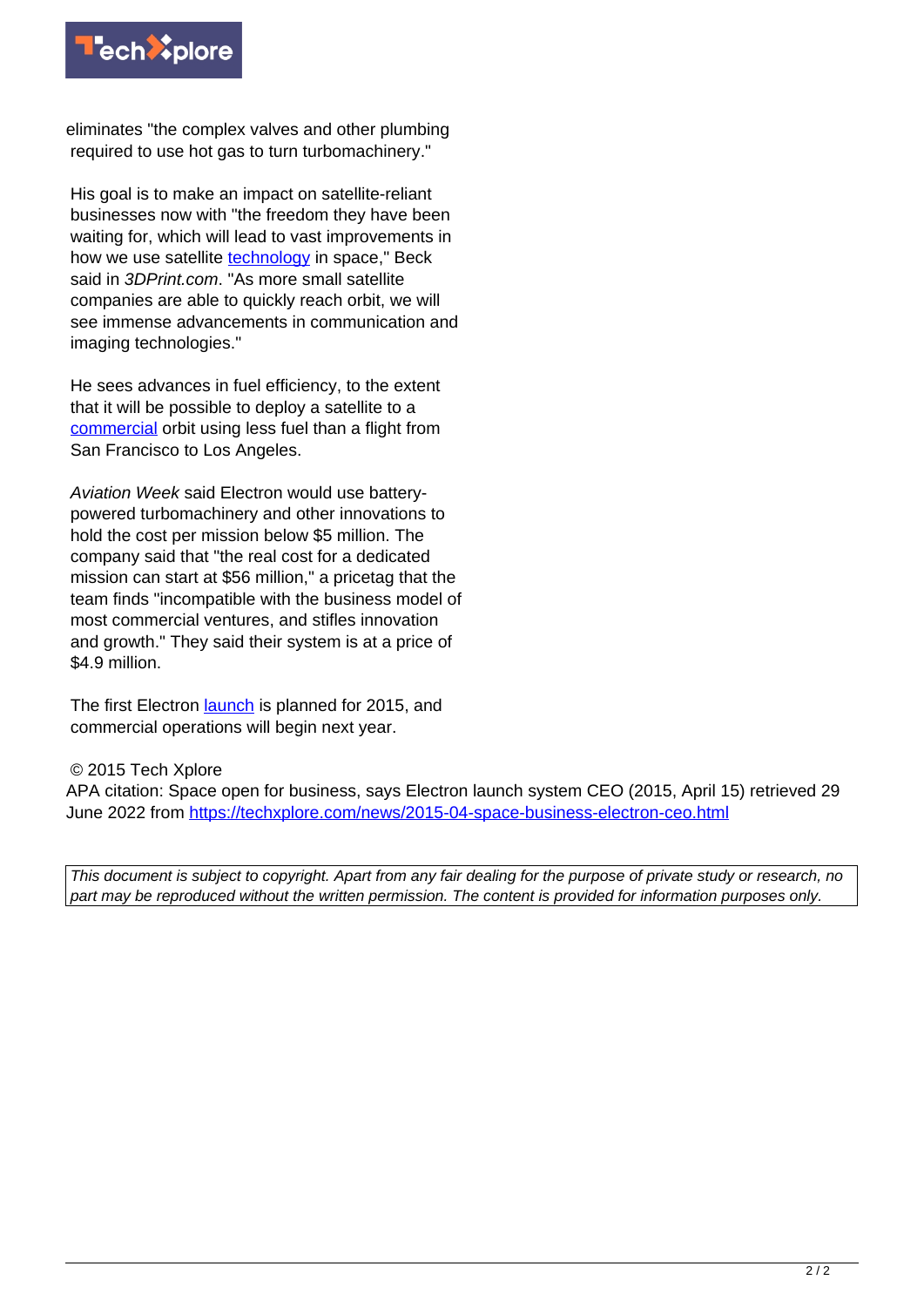eliminates "the complex valves and other plumbing required to use hot gas to turn turbomachinery."

His goal is to make an impact on satellite-reliant businesses now with "the freedom they have been waiting for, which will lead to vast improvements in how we use satellite technology in space," Beck said in *3DPrint.com*. "As more small satellite companies are able to quickly reach orbit, we will see immense advancements in communication and imaging technologies."

He sees advances in fuel efficiency, to the extent that it will be possible to deploy a satellite to a commercial orbit using less fuel than a flight from San Francisco to Los Angeles.

*Aviation Week* said Electron would use battery-powered turbomachinery and other innovations to hold the cost per mission below $5 million. The company said that "the real cost for a dedicated mission can start at $56 million," a pricetag that the team finds "incompatible with the business model of most commercial ventures, and stifles innovation and growth." They said their system is at a price of $4.9 million.

The first Electron launch is planned for 2015, and commercial operations will begin next year.

© 2015 Tech Xplore

APA citation: Space open for business, says Electron launch system CEO (2015, April 15) retrieved 29 June 2022 from https://techxplore.com/news/2015-04-space-business-electron-ceo.html

*This document is subject to copyright. Apart from any fair dealing for the purpose of private study or research, no part may be reproduced without the written permission. The content is provided for information purposes only.*